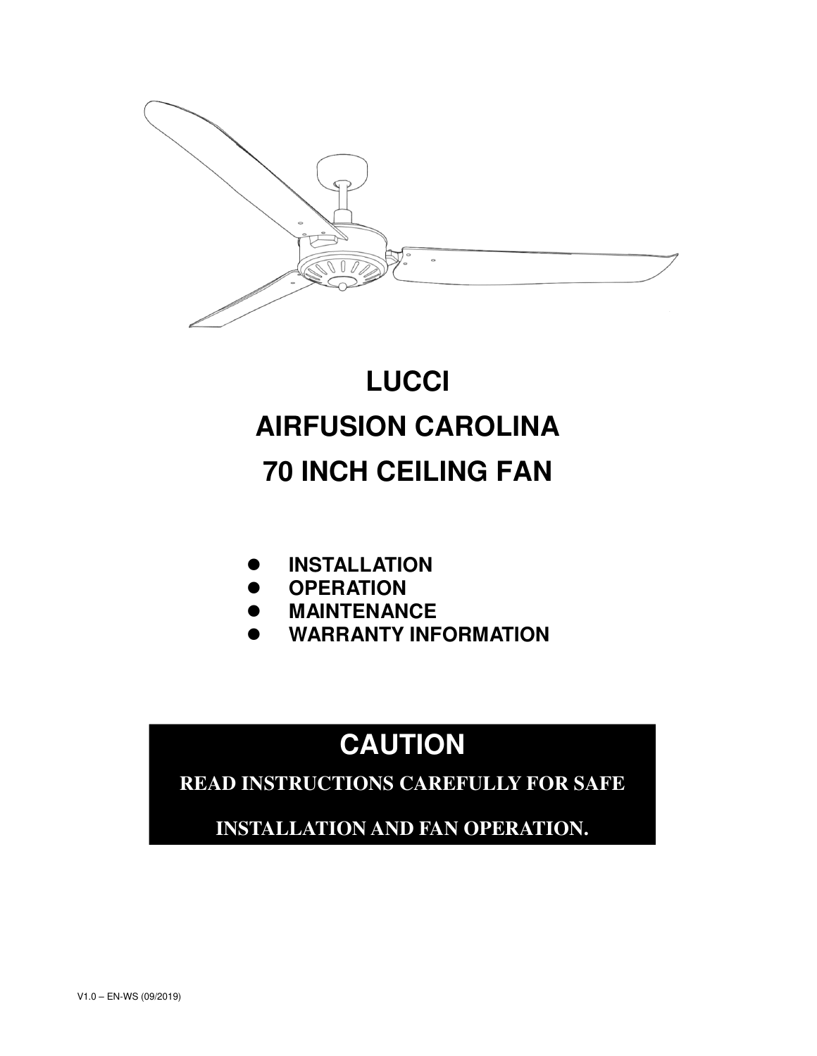# LUCCI

# AIRFUSION CAROLINA

# 70 INCH CEILING FAN

- **INSTALLATION**
- **OPERATION**
- **MAINTENANCE**
- **WARRANTY INFORMATION**

## CAUTION

**READ INSTRUCTIONS CAREFULLY FOR SAFE INSTALLATION AND FAN OPERATION.**

V1.0 – EN-WS (09/2019)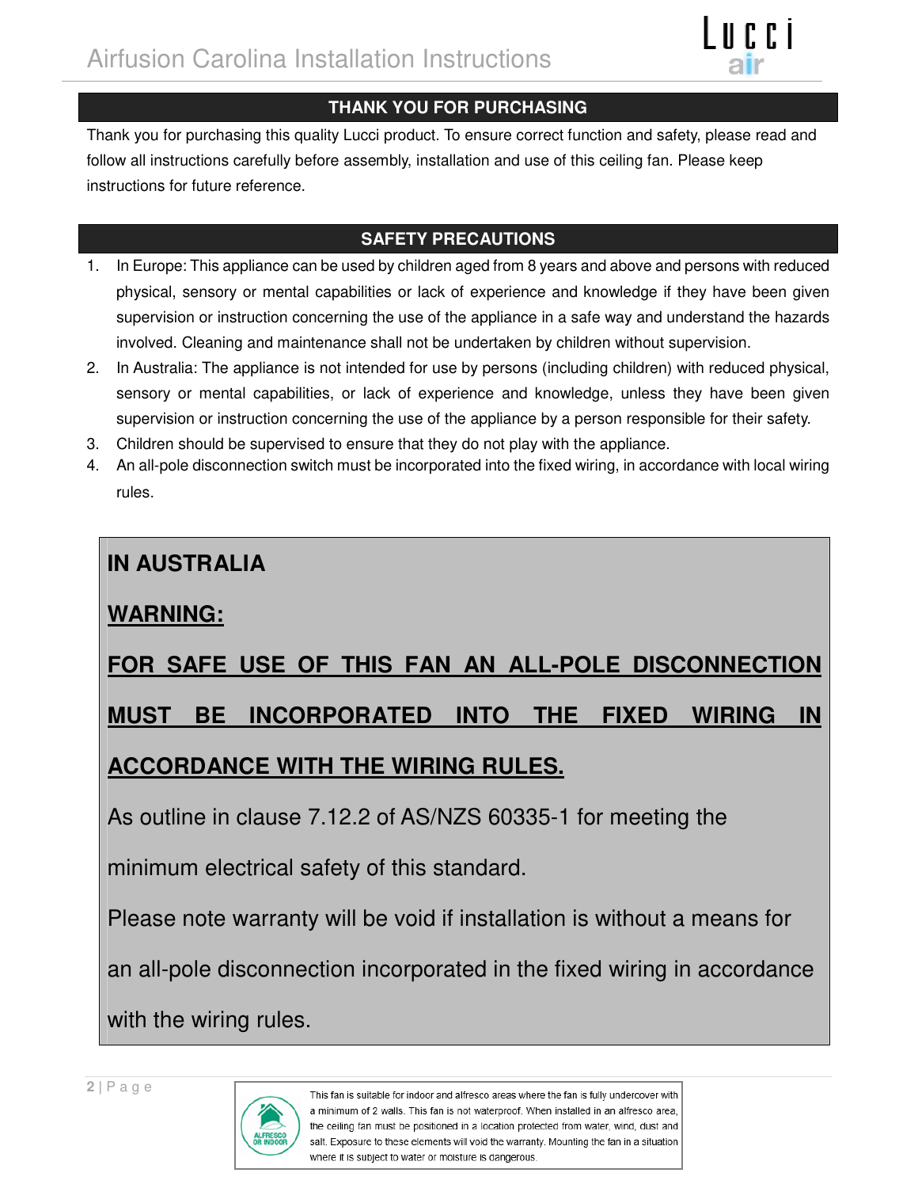## THANK YOU FOR PURCHASING

Thank you for purchasing this quality Lucci product. To ensure correct function and safety, please read and follow all instructions carefully before assembly, installation and use of this ceiling fan. Please keep instructions for future reference.

## SAFETY PRECAUTIONS

1. In Europe: This appliance can be used by children aged from 8 years and above and persons with reduced physical, sensory or mental capabilities or lack of experience and knowledge if they have been given supervision or instruction concerning the use of the appliance in a safe way and understand the hazards involved. Cleaning and maintenance shall not be undertaken by children without supervision.
2. In Australia: The appliance is not intended for use by persons (including children) with reduced physical, sensory or mental capabilities, or lack of experience and knowledge, unless they have been given supervision or instruction concerning the use of the appliance by a person responsible for their safety.
3. Children should be supervised to ensure that they do not play with the appliance.
4. An all-pole disconnection switch must be incorporated into the fixed wiring, in accordance with local wiring rules.

**IN AUSTRALIA**

**WARNING:**

**FOR SAFE USE OF THIS FAN AN ALL-POLE DISCONNECTION MUST BE INCORPORATED INTO THE FIXED WIRING IN ACCORDANCE WITH THE WIRING RULES.**

As outline in clause 7.12.2 of AS/NZS 60335-1 for meeting the minimum electrical safety of this standard.

Please note warranty will be void if installation is without a means for an all-pole disconnection incorporated in the fixed wiring in accordance with the wiring rules.

ALFRESCO OR INDOOR

This fan is suitable for indoor and alfresco areas where the fan is fully undercover with a minimum of 2 walls. This fan is not waterproof. When installed in an alfresco area, the ceiling fan must be positioned in a location protected from water, wind, dust and salt. Exposure to these elements will void the warranty. Mounting the fan in a situation where it is subject to water or moisture is dangerous.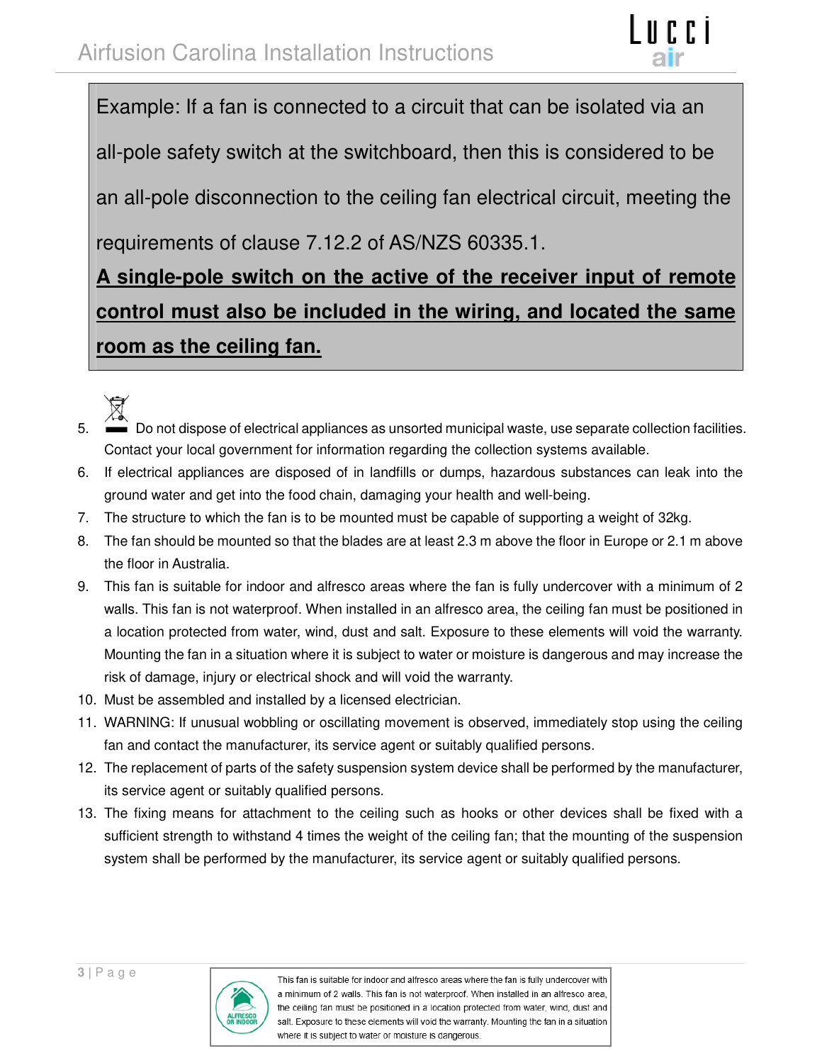Example: If a fan is connected to a circuit that can be isolated via an all-pole safety switch at the switchboard, then this is considered to be an all-pole disconnection to the ceiling fan electrical circuit, meeting the requirements of clause 7.12.2 of AS/NZS 60335.1.

**A single-pole switch on the active of the receiver input of remote control must also be included in the wiring, and located the same room as the ceiling fan.**

5. Do not dispose of electrical appliances as unsorted municipal waste, use separate collection facilities. Contact your local government for information regarding the collection systems available.
6. If electrical appliances are disposed of in landfills or dumps, hazardous substances can leak into the ground water and get into the food chain, damaging your health and well-being.
7. The structure to which the fan is to be mounted must be capable of supporting a weight of 32kg.
8. The fan should be mounted so that the blades are at least 2.3 m above the floor in Europe or 2.1 m above the floor in Australia.
9. This fan is suitable for indoor and alfresco areas where the fan is fully undercover with a minimum of 2 walls. This fan is not waterproof. When installed in an alfresco area, the ceiling fan must be positioned in a location protected from water, wind, dust and salt. Exposure to these elements will void the warranty. Mounting the fan in a situation where it is subject to water or moisture is dangerous and may increase the risk of damage, injury or electrical shock and will void the warranty.
10. Must be assembled and installed by a licensed electrician.
11. WARNING: If unusual wobbling or oscillating movement is observed, immediately stop using the ceiling fan and contact the manufacturer, its service agent or suitably qualified persons.
12. The replacement of parts of the safety suspension system device shall be performed by the manufacturer, its service agent or suitably qualified persons.
13. The fixing means for attachment to the ceiling such as hooks or other devices shall be fixed with a sufficient strength to withstand 4 times the weight of the ceiling fan; that the mounting of the suspension system shall be performed by the manufacturer, its service agent or suitably qualified persons.

ALFRESCO OR INDOOR

This fan is suitable for indoor and alfresco areas where the fan is fully undercover with a minimum of 2 walls. This fan is not waterproof. When installed in an alfresco area, the ceiling fan must be positioned in a location protected from water, wind, dust and salt. Exposure to these elements will void the warranty. Mounting the fan in a situation where it is subject to water or moisture is dangerous.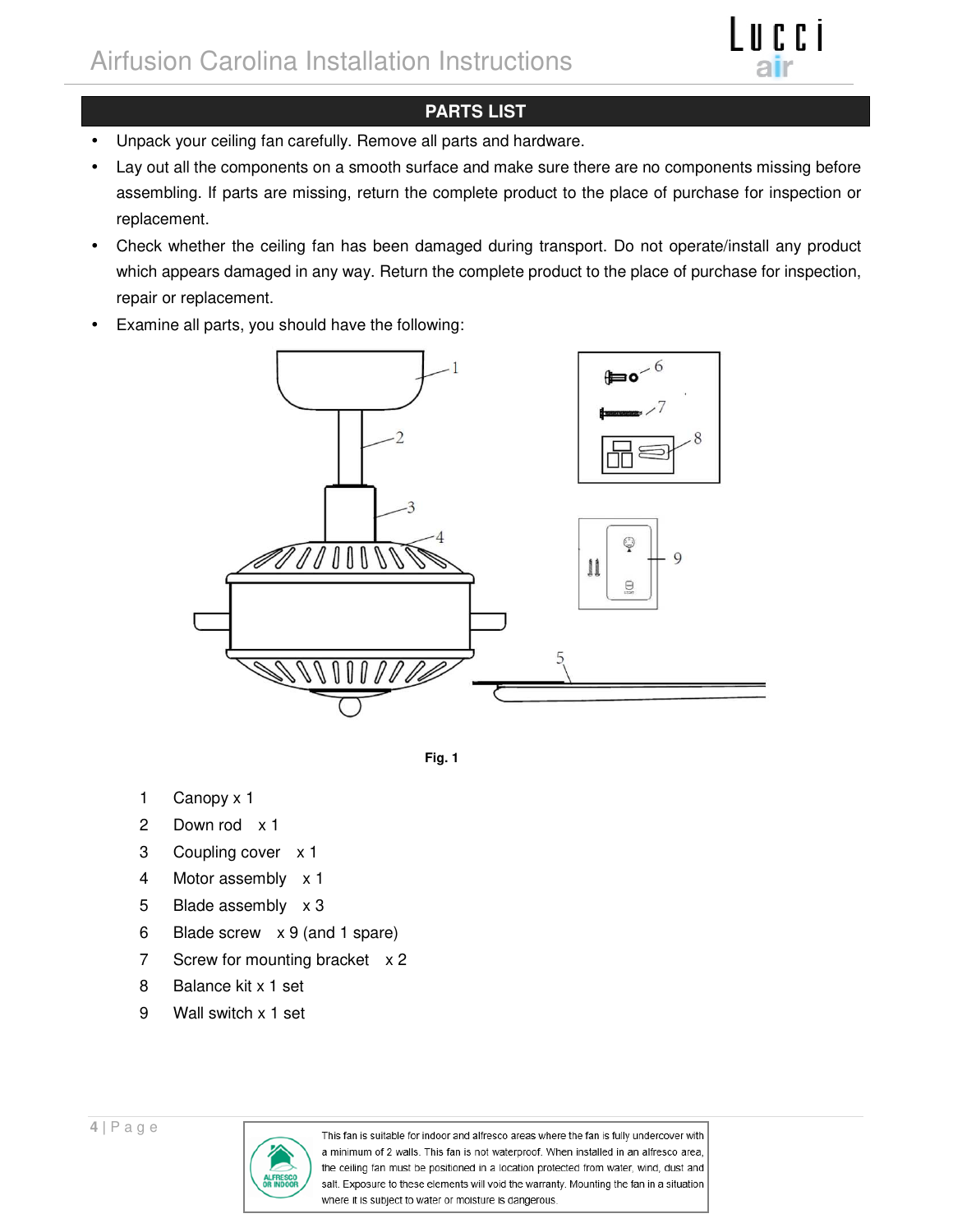## PARTS LIST

- Unpack your ceiling fan carefully. Remove all parts and hardware.
- Lay out all the components on a smooth surface and make sure there are no components missing before assembling. If parts are missing, return the complete product to the place of purchase for inspection or replacement.
- Check whether the ceiling fan has been damaged during transport. Do not operate/install any product which appears damaged in any way. Return the complete product to the place of purchase for inspection, repair or replacement.
- Examine all parts, you should have the following:

**Fig. 1**

1. Canopy x 1
2. Down rod x 1
3. Coupling cover x 1
4. Motor assembly x 1
5. Blade assembly x 3
6. Blade screw x 9 (and 1 spare)
7. Screw for mounting bracket x 2
8. Balance kit x 1 set
9. Wall switch x 1 set

This fan is suitable for indoor and alfresco areas where the fan is fully undercover with a minimum of 2 walls. This fan is not waterproof. When installed in an alfresco area, the ceiling fan must be positioned in a location protected from water, wind, dust and salt. Exposure to these elements will void the warranty. Mounting the fan in a situation where it is subject to water or moisture is dangerous.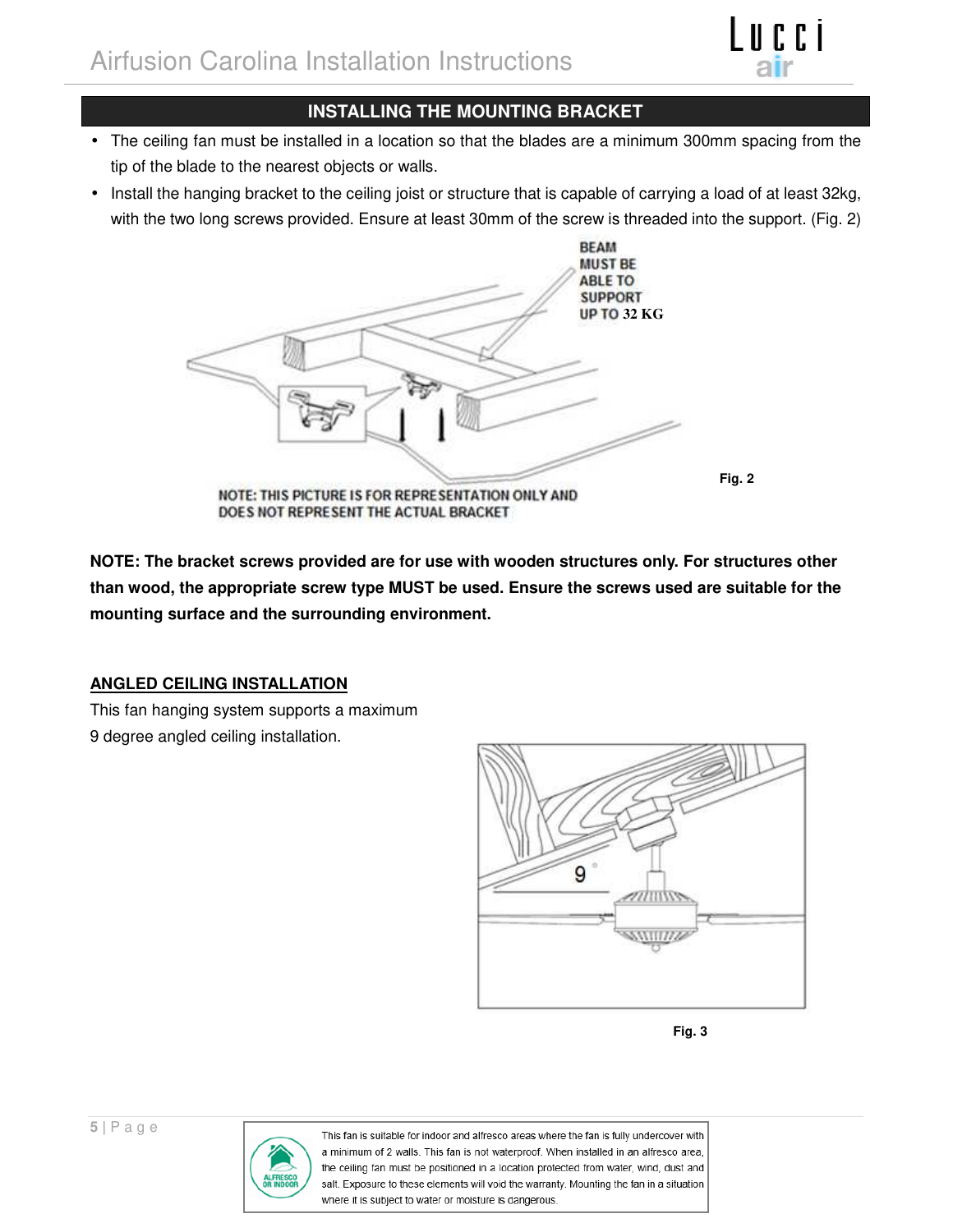## INSTALLING THE MOUNTING BRACKET

- The ceiling fan must be installed in a location so that the blades are a minimum 300mm spacing from the tip of the blade to the nearest objects or walls.
- Install the hanging bracket to the ceiling joist or structure that is capable of carrying a load of at least 32kg, with the two long screws provided. Ensure at least 30mm of the screw is threaded into the support. (Fig. 2)

BEAM MUST BE ABLE TO SUPPORT UP TO 32 KG

NOTE: THIS PICTURE IS FOR REPRESENTATION ONLY AND DOES NOT REPRESENT THE ACTUAL BRACKET

Fig. 2

**NOTE: The bracket screws provided are for use with wooden structures only. For structures other than wood, the appropriate screw type MUST be used. Ensure the screws used are suitable for the mounting surface and the surrounding environment.**

**ANGLED CEILING INSTALLATION**

This fan hanging system supports a maximum 9 degree angled ceiling installation.

9°

Fig. 3

ALFRESCO OR INDOOR

This fan is suitable for indoor and alfresco areas where the fan is fully undercover with a minimum of 2 walls. This fan is not waterproof. When installed in an alfresco area, the ceiling fan must be positioned in a location protected from water, wind, dust and salt. Exposure to these elements will void the warranty. Mounting the fan in a situation where it is subject to water or moisture is dangerous.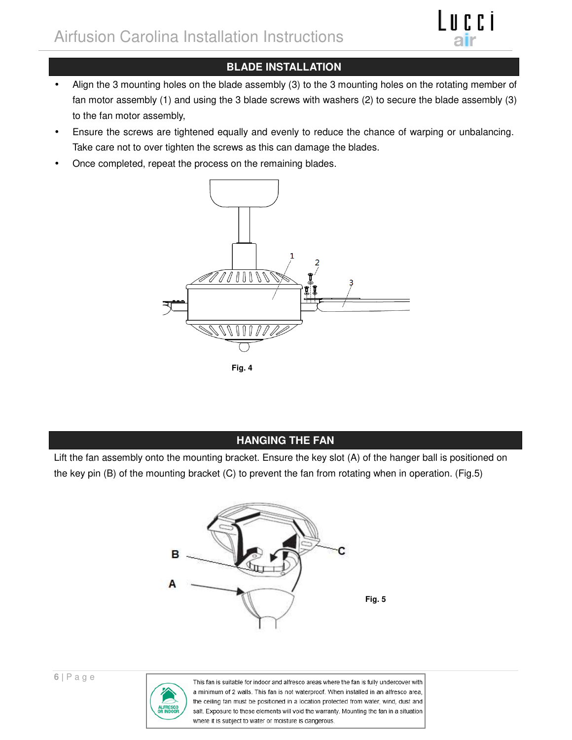## BLADE INSTALLATION

- Align the 3 mounting holes on the blade assembly (3) to the 3 mounting holes on the rotating member of fan motor assembly (1) and using the 3 blade screws with washers (2) to secure the blade assembly (3) to the fan motor assembly,
- Ensure the screws are tightened equally and evenly to reduce the chance of warping or unbalancing. Take care not to over tighten the screws as this can damage the blades.
- Once completed, repeat the process on the remaining blades.

**Fig. 4**

## HANGING THE FAN

Lift the fan assembly onto the mounting bracket. Ensure the key slot (A) of the hanger ball is positioned on the key pin (B) of the mounting bracket (C) to prevent the fan from rotating when in operation. (Fig.5)

**Fig. 5**

ALFRESCO OR INDOOR

This fan is suitable for indoor and alfresco areas where the fan is fully undercover with a minimum of 2 walls. This fan is not waterproof. When installed in an alfresco area, the ceiling fan must be positioned in a location protected from water, wind, dust and salt. Exposure to these elements will void the warranty. Mounting the fan in a situation where it is subject to water or moisture is dangerous.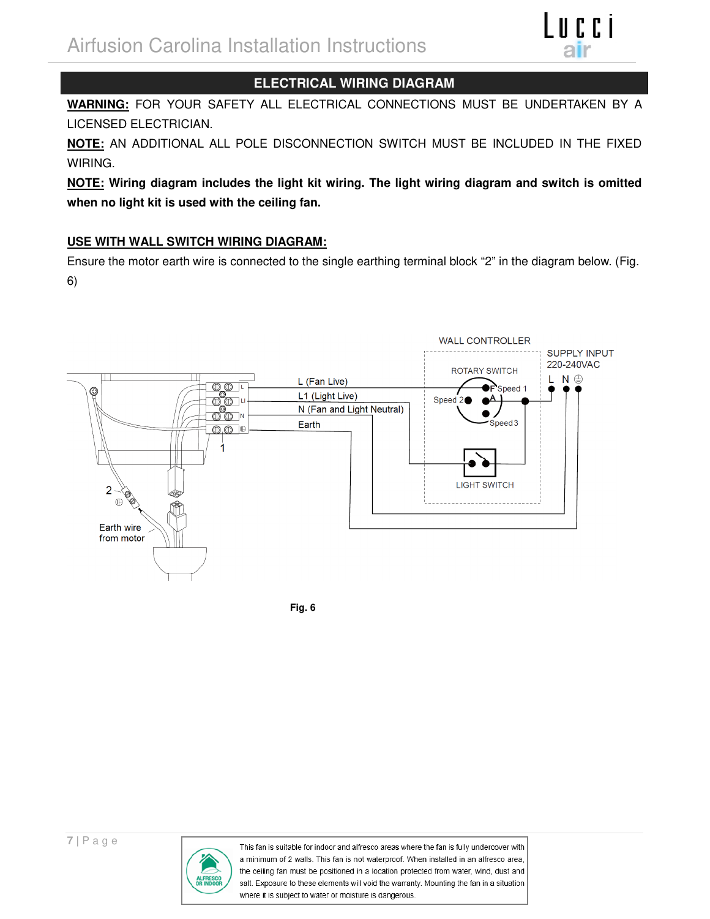## ELECTRICAL WIRING DIAGRAM

**WARNING:** FOR YOUR SAFETY ALL ELECTRICAL CONNECTIONS MUST BE UNDERTAKEN BY A LICENSED ELECTRICIAN.

**NOTE:** AN ADDITIONAL ALL POLE DISCONNECTION SWITCH MUST BE INCLUDED IN THE FIXED WIRING.

**NOTE: Wiring diagram includes the light kit wiring. The light wiring diagram and switch is omitted when no light kit is used with the ceiling fan.**

**USE WITH WALL SWITCH WIRING DIAGRAM:**

Ensure the motor earth wire is connected to the single earthing terminal block "2" in the diagram below. (Fig. 6)

WALL CONTROLLER

SUPPLY INPUT 220-240VAC

ROTARY SWITCH

L N

L (Fan Live)

L1 (Light Live)

N (Fan and Light Neutral)

Earth

Speed 1

Speed 2

Speed 3

LIGHT SWITCH

Earth wire from motor

Fig. 6

This fan is suitable for indoor and alfresco areas where the fan is fully undercover with a minimum of 2 walls. This fan is not waterproof. When installed in an alfresco area, the ceiling fan must be positioned in a location protected from water, wind, dust and salt. Exposure to these elements will void the warranty. Mounting the fan in a situation where it is subject to water or moisture is dangerous.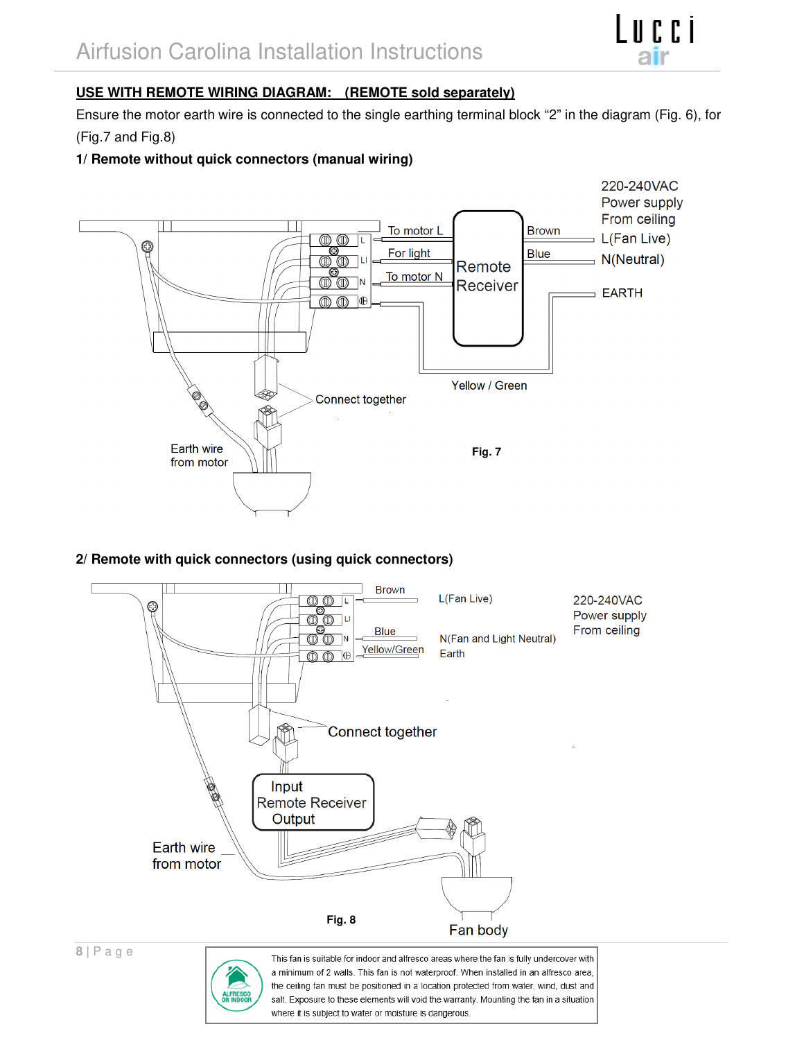**USE WITH REMOTE WIRING DIAGRAM: (REMOTE sold separately)**

Ensure the motor earth wire is connected to the single earthing terminal block "2" in the diagram (Fig. 6), for (Fig.7 and Fig.8)

**1/ Remote without quick connectors (manual wiring)**

To motor L

For light

To motor N

Remote Receiver

Brown

Blue

220-240VAC Power supply From ceiling

L(Fan Live)

N(Neutral)

EARTH

Yellow / Green

Connect together

Earth wire from motor

**Fig. 7**

**2/ Remote with quick connectors (using quick connectors)**

Brown

L(Fan Live)

Blue

N(Fan and Light Neutral)

Yellow/Green

Earth

220-240VAC Power supply From ceiling

Connect together

Input Remote Receiver Output

Earth wire from motor

**Fig. 8**

Fan body

This fan is suitable for indoor and alfresco areas where the fan is fully undercover with a minimum of 2 walls. This fan is not waterproof. When installed in an alfresco area, the ceiling fan must be positioned in a location protected from water, wind, dust and salt. Exposure to these elements will void the warranty. Mounting the fan in a situation where it is subject to water or moisture is dangerous.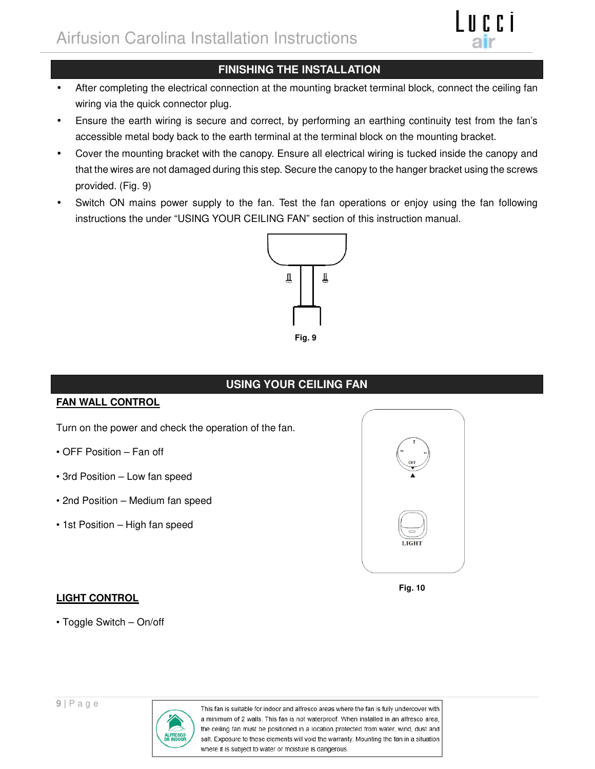## FINISHING THE INSTALLATION

- After completing the electrical connection at the mounting bracket terminal block, connect the ceiling fan wiring via the quick connector plug.
- Ensure the earth wiring is secure and correct, by performing an earthing continuity test from the fan's accessible metal body back to the earth terminal at the terminal block on the mounting bracket.
- Cover the mounting bracket with the canopy. Ensure all electrical wiring is tucked inside the canopy and that the wires are not damaged during this step. Secure the canopy to the hanger bracket using the screws provided. (Fig. 9)
- Switch ON mains power supply to the fan. Test the fan operations or enjoy using the fan following instructions the under "USING YOUR CEILING FAN" section of this instruction manual.

Fig. 9

## USING YOUR CEILING FAN

### FAN WALL CONTROL

Turn on the power and check the operation of the fan.

- OFF Position – Fan off
- 3rd Position – Low fan speed
- 2nd Position – Medium fan speed
- 1st Position – High fan speed

Fig. 10

### LIGHT CONTROL

- Toggle Switch – On/off

This fan is suitable for indoor and alfresco areas where the fan is fully undercover with a minimum of 2 walls. This fan is not waterproof. When installed in an alfresco area, the ceiling fan must be positioned in a location protected from water, wind, dust and salt. Exposure to these elements will void the warranty. Mounting the fan in a situation where it is subject to water or moisture is dangerous.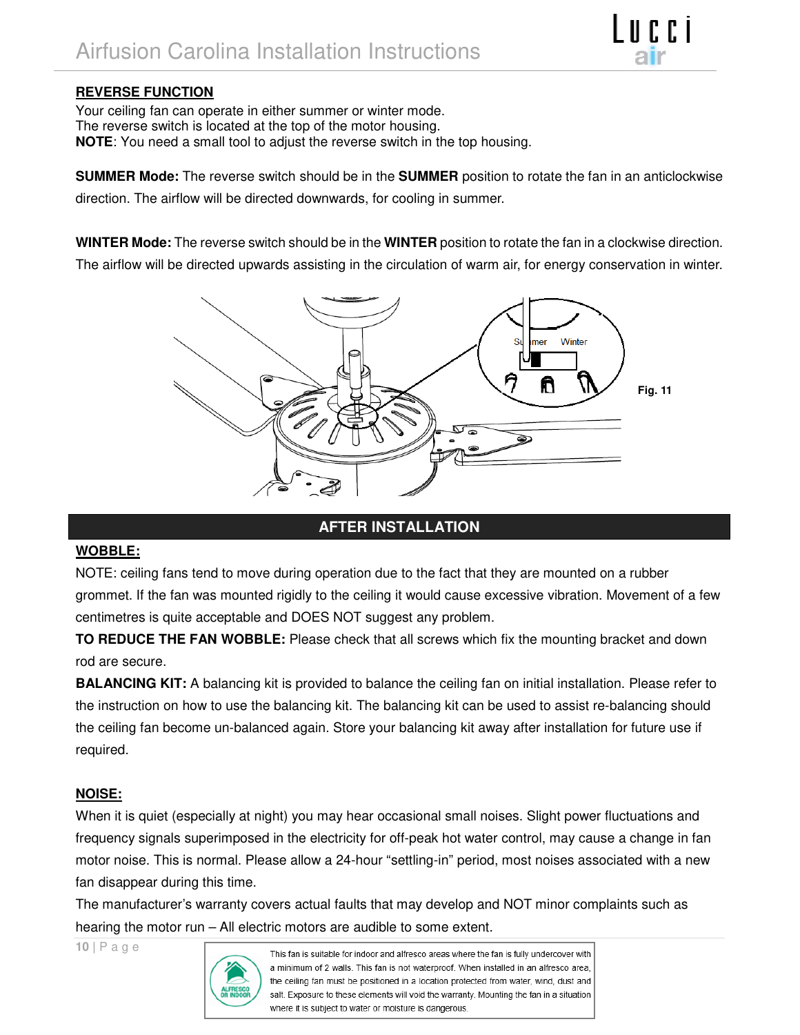## REVERSE FUNCTION

Your ceiling fan can operate in either summer or winter mode.
The reverse switch is located at the top of the motor housing.
**NOTE**: You need a small tool to adjust the reverse switch in the top housing.

**SUMMER Mode:** The reverse switch should be in the **SUMMER** position to rotate the fan in an anticlockwise direction. The airflow will be directed downwards, for cooling in summer.

**WINTER Mode:** The reverse switch should be in the **WINTER** position to rotate the fan in a clockwise direction. The airflow will be directed upwards assisting in the circulation of warm air, for energy conservation in winter.

Fig. 11

## AFTER INSTALLATION

### WOBBLE:

NOTE: ceiling fans tend to move during operation due to the fact that they are mounted on a rubber grommet. If the fan was mounted rigidly to the ceiling it would cause excessive vibration. Movement of a few centimetres is quite acceptable and DOES NOT suggest any problem.

**TO REDUCE THE FAN WOBBLE:** Please check that all screws which fix the mounting bracket and down rod are secure.

**BALANCING KIT:** A balancing kit is provided to balance the ceiling fan on initial installation. Please refer to the instruction on how to use the balancing kit. The balancing kit can be used to assist re-balancing should the ceiling fan become un-balanced again. Store your balancing kit away after installation for future use if required.

### NOISE:

When it is quiet (especially at night) you may hear occasional small noises. Slight power fluctuations and frequency signals superimposed in the electricity for off-peak hot water control, may cause a change in fan motor noise. This is normal. Please allow a 24-hour "settling-in" period, most noises associated with a new fan disappear during this time.

The manufacturer's warranty covers actual faults that may develop and NOT minor complaints such as hearing the motor run – All electric motors are audible to some extent.

ALFRESCO OR INDOOR

This fan is suitable for indoor and alfresco areas where the fan is fully undercover with a minimum of 2 walls. This fan is not waterproof. When installed in an alfresco area, the ceiling fan must be positioned in a location protected from water, wind, dust and salt. Exposure to these elements will void the warranty. Mounting the fan in a situation where it is subject to water or moisture is dangerous.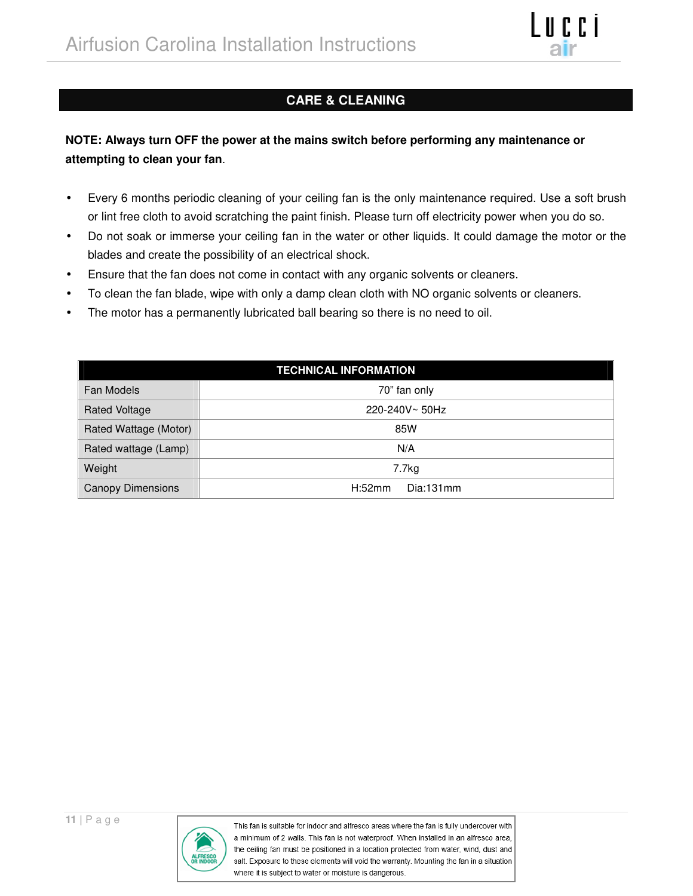## CARE & CLEANING

**NOTE: Always turn OFF the power at the mains switch before performing any maintenance or attempting to clean your fan**.

- Every 6 months periodic cleaning of your ceiling fan is the only maintenance required. Use a soft brush or lint free cloth to avoid scratching the paint finish. Please turn off electricity power when you do so.
- Do not soak or immerse your ceiling fan in the water or other liquids. It could damage the motor or the blades and create the possibility of an electrical shock.
- Ensure that the fan does not come in contact with any organic solvents or cleaners.
- To clean the fan blade, wipe with only a damp clean cloth with NO organic solvents or cleaners.
- The motor has a permanently lubricated ball bearing so there is no need to oil.

| TECHNICAL INFORMATION | |
|---|---|
| Fan Models | 70" fan only |
| Rated Voltage | 220-240V~ 50Hz |
| Rated Wattage (Motor) | 85W |
| Rated wattage (Lamp) | N/A |
| Weight | 7.7kg |
| Canopy Dimensions | H:52mm Dia:131mm |

ALFRESCO OR INDOOR

This fan is suitable for indoor and alfresco areas where the fan is fully undercover with a minimum of 2 walls. This fan is not waterproof. When installed in an alfresco area, the ceiling fan must be positioned in a location protected from water, wind, dust and salt. Exposure to these elements will void the warranty. Mounting the fan in a situation where it is subject to water or moisture is dangerous.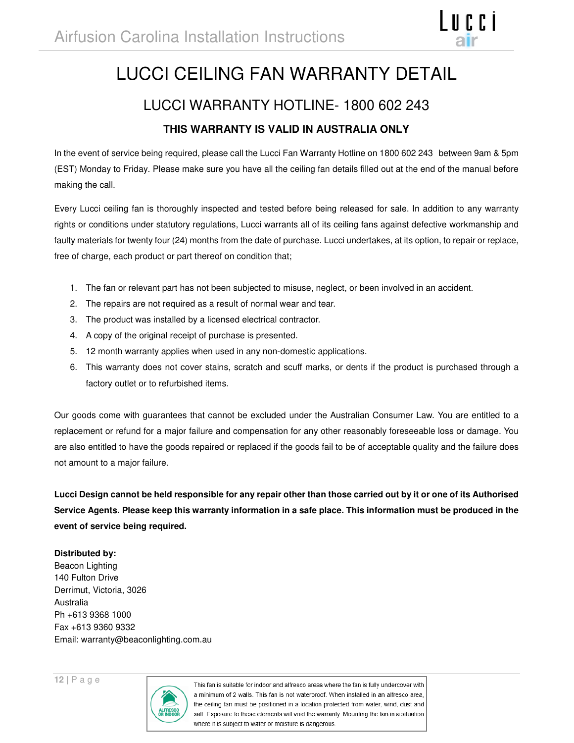# LUCCI CEILING FAN WARRANTY DETAIL

## LUCCI WARRANTY HOTLINE- 1800 602 243

### THIS WARRANTY IS VALID IN AUSTRALIA ONLY

In the event of service being required, please call the Lucci Fan Warranty Hotline on 1800 602 243 between 9am & 5pm (EST) Monday to Friday. Please make sure you have all the ceiling fan details filled out at the end of the manual before making the call.

Every Lucci ceiling fan is thoroughly inspected and tested before being released for sale. In addition to any warranty rights or conditions under statutory regulations, Lucci warrants all of its ceiling fans against defective workmanship and faulty materials for twenty four (24) months from the date of purchase. Lucci undertakes, at its option, to repair or replace, free of charge, each product or part thereof on condition that;

1. The fan or relevant part has not been subjected to misuse, neglect, or been involved in an accident.
2. The repairs are not required as a result of normal wear and tear.
3. The product was installed by a licensed electrical contractor.
4. A copy of the original receipt of purchase is presented.
5. 12 month warranty applies when used in any non-domestic applications.
6. This warranty does not cover stains, scratch and scuff marks, or dents if the product is purchased through a factory outlet or to refurbished items.

Our goods come with guarantees that cannot be excluded under the Australian Consumer Law. You are entitled to a replacement or refund for a major failure and compensation for any other reasonably foreseeable loss or damage. You are also entitled to have the goods repaired or replaced if the goods fail to be of acceptable quality and the failure does not amount to a major failure.

**Lucci Design cannot be held responsible for any repair other than those carried out by it or one of its Authorised Service Agents. Please keep this warranty information in a safe place. This information must be produced in the event of service being required.**

**Distributed by:**
Beacon Lighting
140 Fulton Drive
Derrimut, Victoria, 3026
Australia
Ph +613 9368 1000
Fax +613 9360 9332
Email: warranty@beaconlighting.com.au

ALFRESCO OR INDOOR

This fan is suitable for indoor and alfresco areas where the fan is fully undercover with a minimum of 2 walls. This fan is not waterproof. When installed in an alfresco area, the ceiling fan must be positioned in a location protected from water, wind, dust and salt. Exposure to these elements will void the warranty. Mounting the fan in a situation where it is subject to water or moisture is dangerous.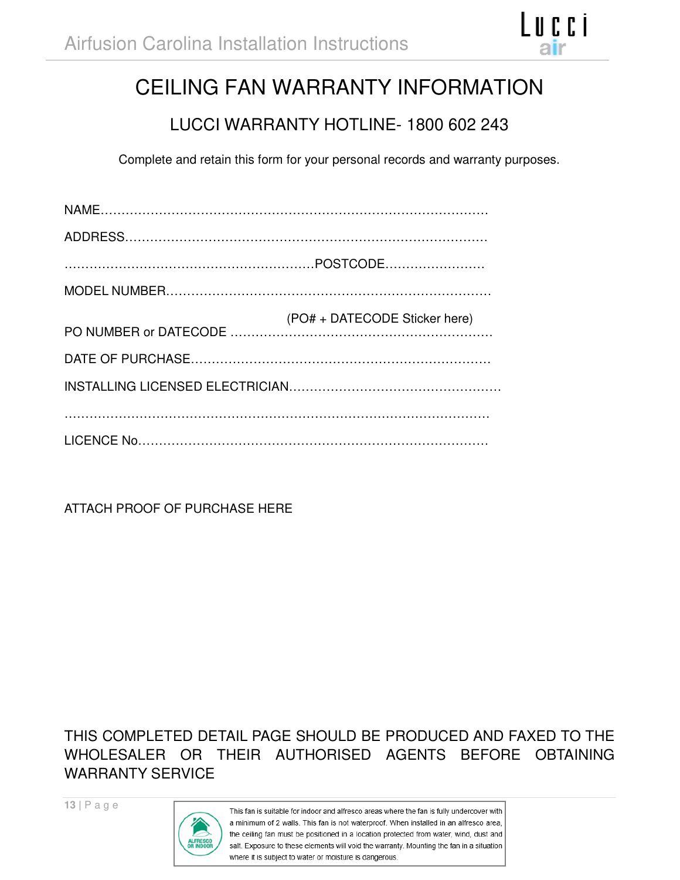# CEILING FAN WARRANTY INFORMATION

## LUCCI WARRANTY HOTLINE- 1800 602 243

Complete and retain this form for your personal records and warranty purposes.

NAME…………………………………………………………………………………

ADDRESS……………………………………………………………………………

……………………………………………………POSTCODE……………………

MODEL NUMBER…………………………………………………………………

(PO# + DATECODE Sticker here)

PO NUMBER or DATECODE ………………………………………………………

DATE OF PURCHASE……………………………………………………………

INSTALLING LICENSED ELECTRICIAN……………………………………………

………………………………………………………………………………………

LICENCE No…………………………………………………………………………

ATTACH PROOF OF PURCHASE HERE

THIS COMPLETED DETAIL PAGE SHOULD BE PRODUCED AND FAXED TO THE WHOLESALER OR THEIR AUTHORISED AGENTS BEFORE OBTAINING WARRANTY SERVICE

ALFRESCO OR INDOOR

This fan is suitable for indoor and alfresco areas where the fan is fully undercover with a minimum of 2 walls. This fan is not waterproof. When installed in an alfresco area, the ceiling fan must be positioned in a location protected from water, wind, dust and salt. Exposure to these elements will void the warranty. Mounting the fan in a situation where it is subject to water or moisture is dangerous.